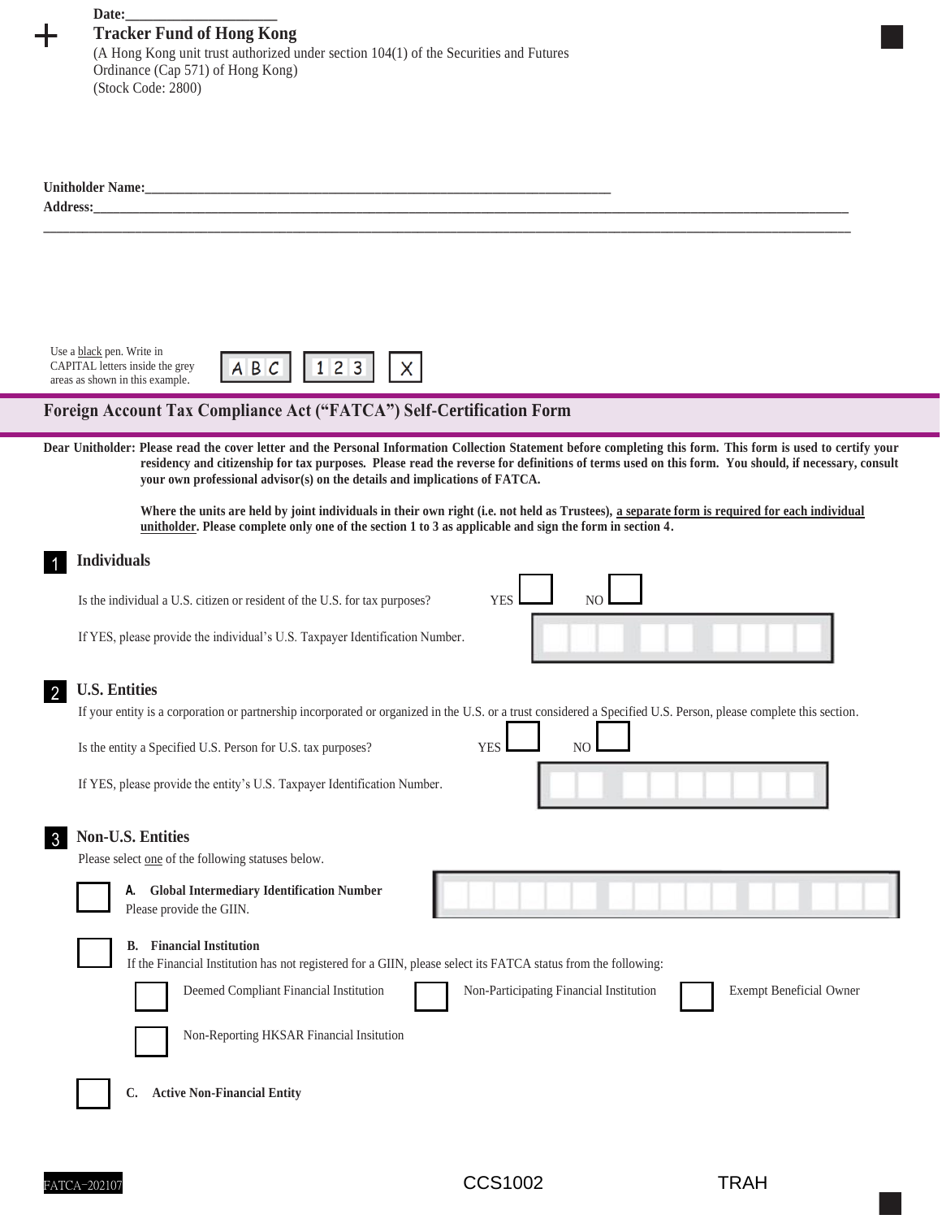**Date:\_\_\_\_\_\_\_\_\_\_\_\_\_\_\_\_\_\_\_\_**

**Tracker Fund of Hong Kong**

(A Hong Kong unit trust authorized under section 104(1) of the Securities and Futures Ordinance (Cap 571) of Hong Kong)

(Stock Code: 2800)

**Unitholder Name:\_\_\_\_\_\_\_\_\_\_\_\_\_\_\_\_\_\_\_\_\_\_\_\_\_\_\_\_\_\_\_\_\_\_\_\_\_\_\_\_\_\_\_\_\_\_\_\_\_\_\_\_\_\_\_\_\_\_\_\_\_\_\_\_**

**Address:\_\_\_\_\_\_\_\_\_\_\_\_\_\_\_\_\_\_\_\_\_\_\_\_\_\_\_\_\_\_\_\_\_\_\_\_\_\_\_\_\_\_\_\_\_\_\_\_\_\_\_\_\_\_\_\_\_\_\_\_\_\_\_\_\_\_\_\_\_\_\_\_\_\_\_\_\_\_\_\_\_\_\_\_\_\_\_\_\_\_**

\_\_\_\_\_\_\_\_\_\_\_\_\_\_\_\_\_\_\_\_\_\_\_\_\_\_\_\_\_\_\_\_\_\_\_\_\_\_\_\_\_\_\_\_\_\_\_\_\_\_\_\_\_\_\_\_\_\_\_\_\_\_\_\_\_\_\_\_\_\_\_\_\_\_\_\_\_\_\_\_\_\_\_\_\_\_\_\_\_\_\_\_\_\_\_\_\_\_

Use a black pen. Write in CAPITAL letters inside the grey areas as shown in this example. ABC 123 X

## Foreign Account Tax Compliance Act ("FATCA") Self-Certification Form

**Dear Unitholder: Please read the cover letter and the Personal Information Collection Statement before completing this form. This form is used to certify your residency and citizenship for tax purposes. Please read the reverse for definitions of terms used on this form. You should, if necessary, consult your own professional advisor(s) on the details and implications of FATCA.**

**Where the units are held by joint individuals in their own right (i.e. not held as Trustees), a separate form is required for each individual unitholder. Please complete only one of the section 1 to 3 as applicable and sign the form in section 4.**

### 1 Individuals

Is the individual a U.S. citizen or resident of the U.S. for tax purposes? YES ☐ NO ☐

If YES, please provide the individual's U.S. Taxpayer Identification Number.

### 2 U.S. Entities

If your entity is a corporation or partnership incorporated or organized in the U.S. or a trust considered a Specified U.S. Person, please complete this section.

Is the entity a Specified U.S. Person for U.S. tax purposes? YES ☐ NO ☐

If YES, please provide the entity's U.S. Taxpayer Identification Number.

### 3 Non-U.S. Entities

Please select one of the following statuses below.

☐ **A. Global Intermediary Identification Number**
Please provide the GIIN.

☐ **B. Financial Institution**
If the Financial Institution has not registered for a GIIN, please select its FATCA status from the following:

- ☐ Deemed Compliant Financial Institution
- ☐ Non-Participating Financial Institution
- ☐ Exempt Beneficial Owner
- ☐ Non-Reporting HKSAR Financial Insitution

☐ **C. Active Non-Financial Entity**

FATCA-202107 CCS1002 TRAH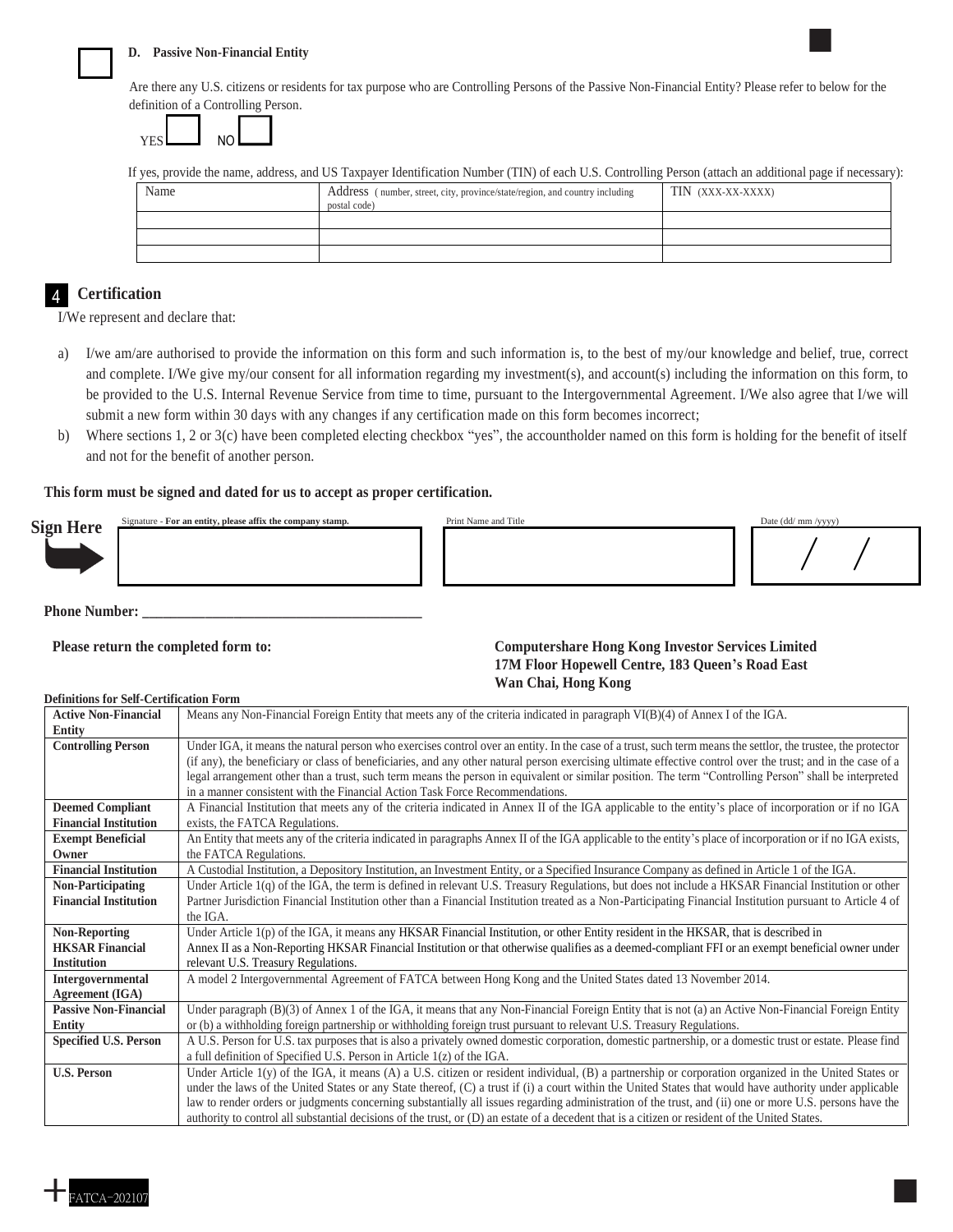☐ **D. Passive Non-Financial Entity**

Are there any U.S. citizens or residents for tax purpose who are Controlling Persons of the Passive Non-Financial Entity? Please refer to below for the definition of a Controlling Person.

YES ☐ NO ☐

If yes, provide the name, address, and US Taxpayer Identification Number (TIN) of each U.S. Controlling Person (attach an additional page if necessary):

| Name | Address ( number, street, city, province/state/region, and country including postal code) | TIN (XXX-XX-XXXX) |
|---|---|---|
| | | |
| | | |
| | | |

## 4 Certification

I/We represent and declare that:

a) I/we am/are authorised to provide the information on this form and such information is, to the best of my/our knowledge and belief, true, correct and complete. I/We give my/our consent for all information regarding my investment(s), and account(s) including the information on this form, to be provided to the U.S. Internal Revenue Service from time to time, pursuant to the Intergovernmental Agreement. I/We also agree that I/we will submit a new form within 30 days with any changes if any certification made on this form becomes incorrect;

b) Where sections 1, 2 or 3(c) have been completed electing checkbox "yes", the accountholder named on this form is holding for the benefit of itself and not for the benefit of another person.

**This form must be signed and dated for us to accept as proper certification.**

**Sign Here**

| Signature - **For an entity, please affix the company stamp.** | Print Name and Title | Date (dd/ mm /yyyy) |
|---|---|---|
| | | / / |

**Phone Number:** ________________________________________

**Please return the completed form to:**

**Computershare Hong Kong Investor Services Limited**
**17M Floor Hopewell Centre, 183 Queen's Road East**
**Wan Chai, Hong Kong**

**Definitions for Self-Certification Form**

| | |
|---|---|
| **Active Non-Financial Entity** | Means any Non-Financial Foreign Entity that meets any of the criteria indicated in paragraph VI(B)(4) of Annex I of the IGA. |
| **Controlling Person** | Under IGA, it means the natural person who exercises control over an entity. In the case of a trust, such term means the settlor, the trustee, the protector (if any), the beneficiary or class of beneficiaries, and any other natural person exercising ultimate effective control over the trust; and in the case of a legal arrangement other than a trust, such term means the person in equivalent or similar position. The term "Controlling Person" shall be interpreted in a manner consistent with the Financial Action Task Force Recommendations. |
| **Deemed Compliant Financial Institution** | A Financial Institution that meets any of the criteria indicated in Annex II of the IGA applicable to the entity's place of incorporation or if no IGA exists, the FATCA Regulations. |
| **Exempt Beneficial Owner** | An Entity that meets any of the criteria indicated in paragraphs Annex II of the IGA applicable to the entity's place of incorporation or if no IGA exists, the FATCA Regulations. |
| **Financial Institution** | A Custodial Institution, a Depository Institution, an Investment Entity, or a Specified Insurance Company as defined in Article 1 of the IGA. |
| **Non-Participating Financial Institution** | Under Article 1(q) of the IGA, the term is defined in relevant U.S. Treasury Regulations, but does not include a HKSAR Financial Institution or other Partner Jurisdiction Financial Institution other than a Financial Institution treated as a Non-Participating Financial Institution pursuant to Article 4 of the IGA. |
| **Non-Reporting HKSAR Financial Institution** | Under Article 1(p) of the IGA, it means any HKSAR Financial Institution, or other Entity resident in the HKSAR, that is described in Annex II as a Non-Reporting HKSAR Financial Institution or that otherwise qualifies as a deemed-compliant FFI or an exempt beneficial owner under relevant U.S. Treasury Regulations. |
| **Intergovernmental Agreement (IGA)** | A model 2 Intergovernmental Agreement of FATCA between Hong Kong and the United States dated 13 November 2014. |
| **Passive Non-Financial Entity** | Under paragraph (B)(3) of Annex 1 of the IGA, it means that any Non-Financial Foreign Entity that is not (a) an Active Non-Financial Foreign Entity or (b) a withholding foreign partnership or withholding foreign trust pursuant to relevant U.S. Treasury Regulations. |
| **Specified U.S. Person** | A U.S. Person for U.S. tax purposes that is also a privately owned domestic corporation, domestic partnership, or a domestic trust or estate. Please find a full definition of Specified U.S. Person in Article 1(z) of the IGA. |
| **U.S. Person** | Under Article 1(y) of the IGA, it means (A) a U.S. citizen or resident individual, (B) a partnership or corporation organized in the United States or under the laws of the United States or any State thereof, (C) a trust if (i) a court within the United States that would have authority under applicable law to render orders or judgments concerning substantially all issues regarding administration of the trust, and (ii) one or more U.S. persons have the authority to control all substantial decisions of the trust, or (D) an estate of a decedent that is a citizen or resident of the United States. |

FATCA-202107